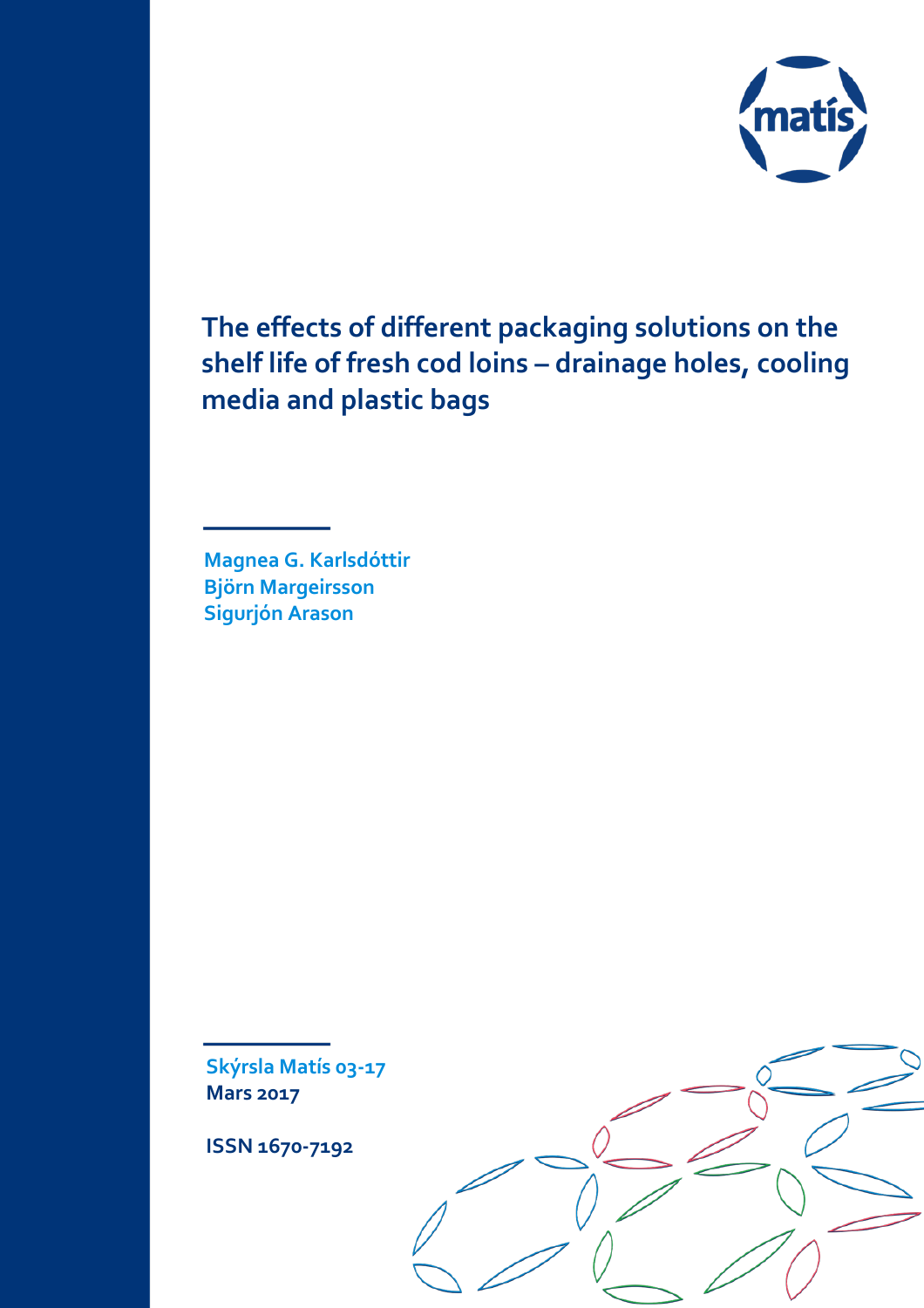# The effects of different packaging solutions on the shelf life of fresh cod loins – drainage holes, cooling media and plastic bags

Magnea G. Karlsdóttir
Björn Margeirsson
Sigurjón Arason

Skýrsla Matís 03-17
Mars 2017

ISSN 1670-7192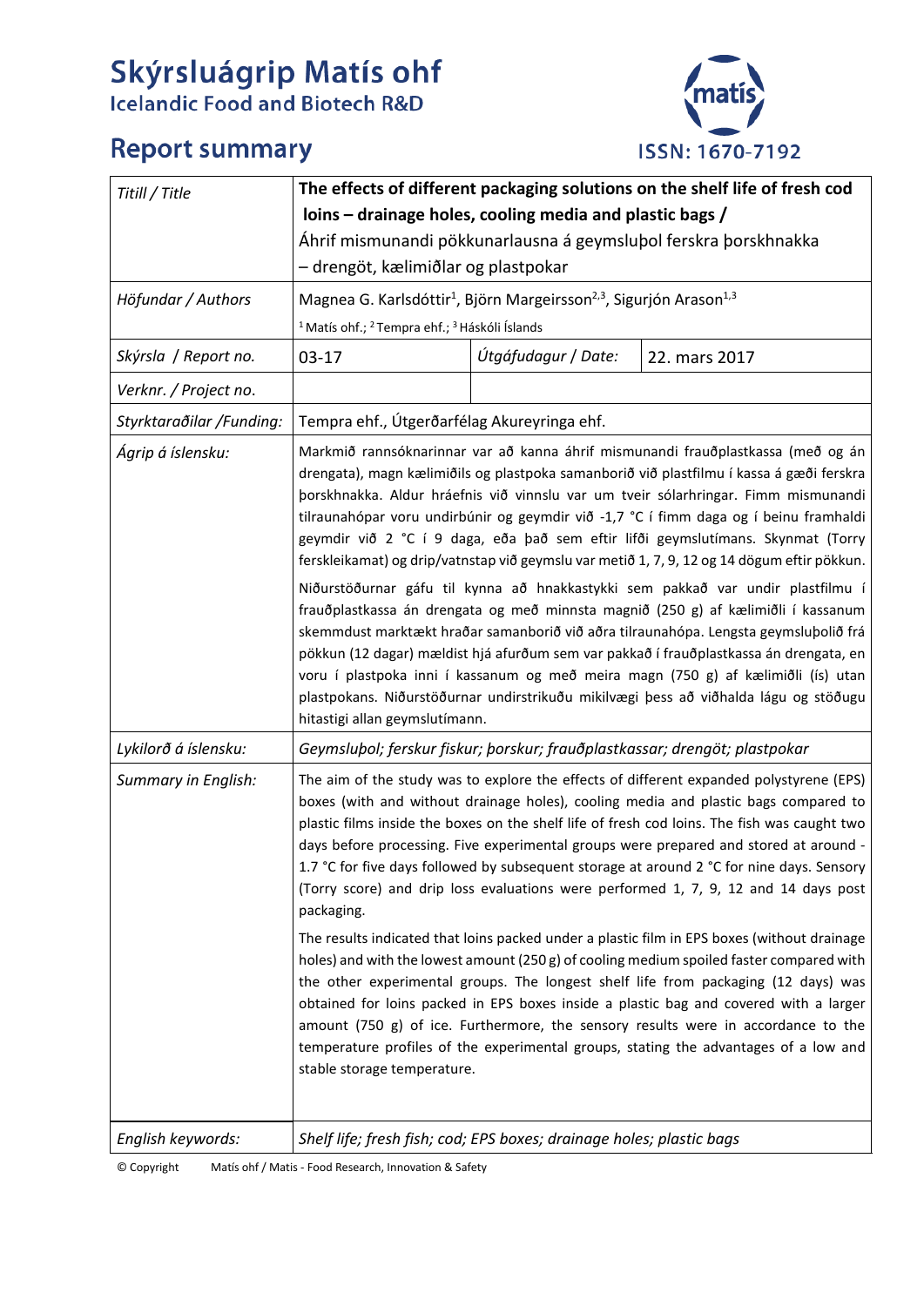# Skýrsluágrip Matís ohf
## Icelandic Food and Biotech R&D

## Report summary

ISSN: 1670-7192

| | | | |
|---|---|---|---|
| *Titill / Title* | **The effects of different packaging solutions on the shelf life of fresh cod loins – drainage holes, cooling media and plastic bags /** Áhrif mismunandi pökkunarlausna á geymsluþol ferskra þorskhnakka – drengöt, kælimiðlar og plastpokar | | |
| *Höfundar / Authors* | Magnea G. Karlsdóttir[1], Björn Margeirsson[2,3], Sigurjón Arason[1,3] [1] Matís ohf.; [2] Tempra ehf.; [3] Háskóli Íslands | | |
| *Skýrsla / Report no.* | 03-17 | *Útgáfudagur / Date:* | 22. mars 2017 |
| *Verknr. / Project no.* | | | |
| *Styrktaraðilar /Funding:* | Tempra ehf., Útgerðarfélag Akureyringa ehf. | | |
| *Ágrip á íslensku:* | Markmið rannsóknarinnar var að kanna áhrif mismunandi frauðplastkassa (með og án drengata), magn kælimiðils og plastpoka samanborið við plastfilmu í kassa á gæði ferskra þorskhnakka. Aldur hráefnis við vinnslu var um tveir sólarhringar. Fimm mismunandi tilraunahópar voru undirbúnir og geymdir við -1,7 °C í fimm daga og í beinu framhaldi geymdir við 2 °C í 9 daga, eða það sem eftir lifði geymslutímans. Skynmat (Torry ferskleikamat) og drip/vatnstap við geymslu var metið 1, 7, 9, 12 og 14 dögum eftir pökkun.<br><br>Niðurstöðurnar gáfu til kynna að hnakkastykki sem pakkað var undir plastfilmu í frauðplastkassa án drengata og með minnsta magnið (250 g) af kælimiðli í kassanum skemmdust marktækt hraðar samanborið við aðra tilraunahópa. Lengsta geymsluþolið frá pökkun (12 dagar) mældist hjá afurðum sem var pakkað í frauðplastkassa án drengata, en voru í plastpoka inni í kassanum og með meira magn (750 g) af kælimiðli (ís) utan plastpokans. Niðurstöðurnar undirstrikuðu mikilvægi þess að viðhalda lágu og stöðugu hitastigi allan geymslutímann. | | |
| *Lykilorð á íslensku:* | *Geymsluþol; ferskur fiskur; þorskur; frauðplastkassar; drengöt; plastpokar* | | |
| *Summary in English:* | The aim of the study was to explore the effects of different expanded polystyrene (EPS) boxes (with and without drainage holes), cooling media and plastic bags compared to plastic films inside the boxes on the shelf life of fresh cod loins. The fish was caught two days before processing. Five experimental groups were prepared and stored at around -1.7 °C for five days followed by subsequent storage at around 2 °C for nine days. Sensory (Torry score) and drip loss evaluations were performed 1, 7, 9, 12 and 14 days post packaging.<br><br>The results indicated that loins packed under a plastic film in EPS boxes (without drainage holes) and with the lowest amount (250 g) of cooling medium spoiled faster compared with the other experimental groups. The longest shelf life from packaging (12 days) was obtained for loins packed in EPS boxes inside a plastic bag and covered with a larger amount (750 g) of ice. Furthermore, the sensory results were in accordance to the temperature profiles of the experimental groups, stating the advantages of a low and stable storage temperature. | | |
| *English keywords:* | *Shelf life; fresh fish; cod; EPS boxes; drainage holes; plastic bags* | | |

© Copyright Matís ohf / Matis - Food Research, Innovation & Safety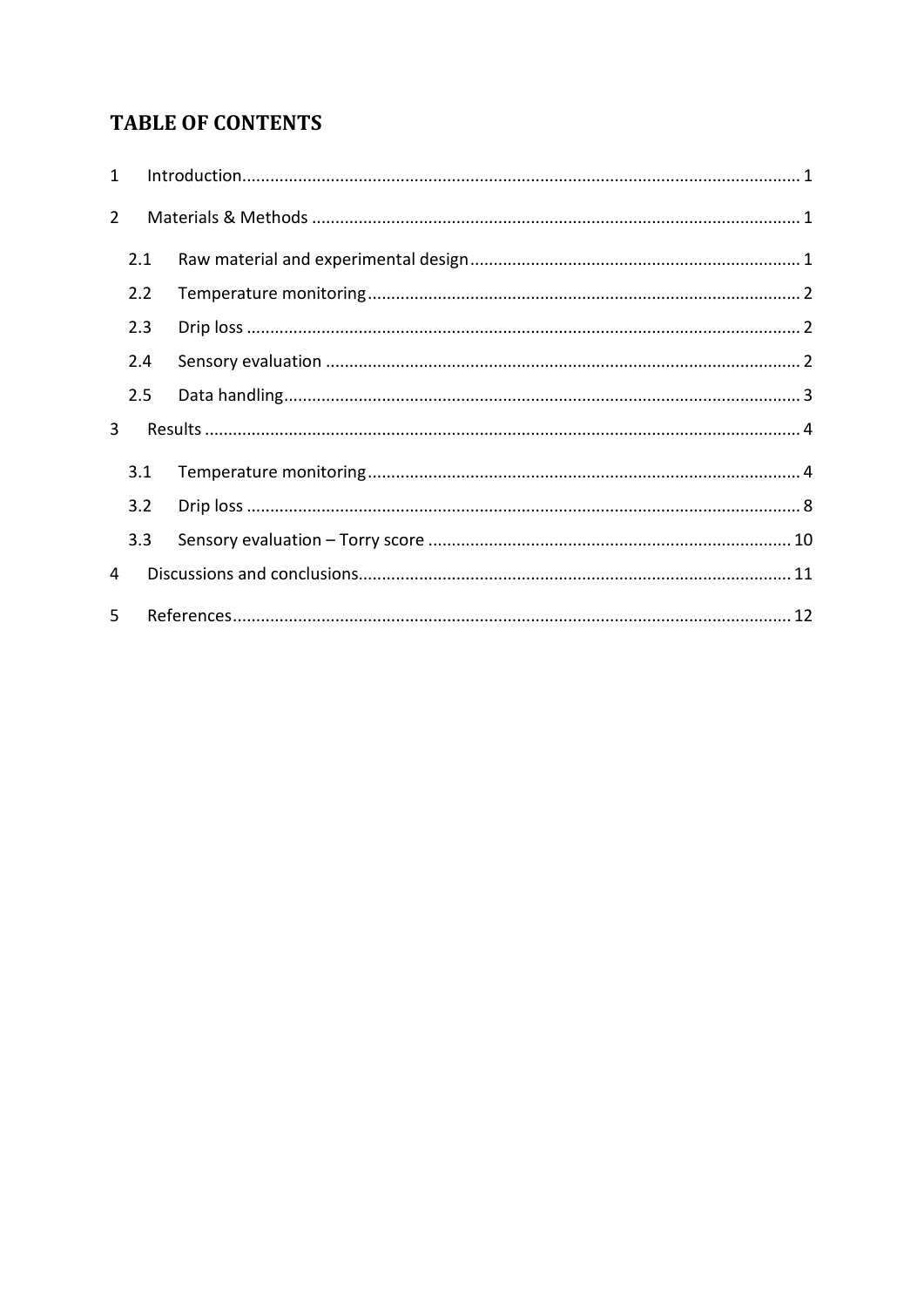# TABLE OF CONTENTS

1 Introduction ........................................................................................................ 1

2 Materials & Methods ........................................................................................ 1

  2.1 Raw material and experimental design ....................................................... 1

  2.2 Temperature monitoring ............................................................................. 2

  2.3 Drip loss ...................................................................................................... 2

  2.4 Sensory evaluation ...................................................................................... 2

  2.5 Data handling .............................................................................................. 3

3 Results ................................................................................................................ 4

  3.1 Temperature monitoring ............................................................................. 4

  3.2 Drip loss ...................................................................................................... 8

  3.3 Sensory evaluation – Torry score .............................................................. 10

4 Discussions and conclusions ............................................................................. 11

5 References ......................................................................................................... 12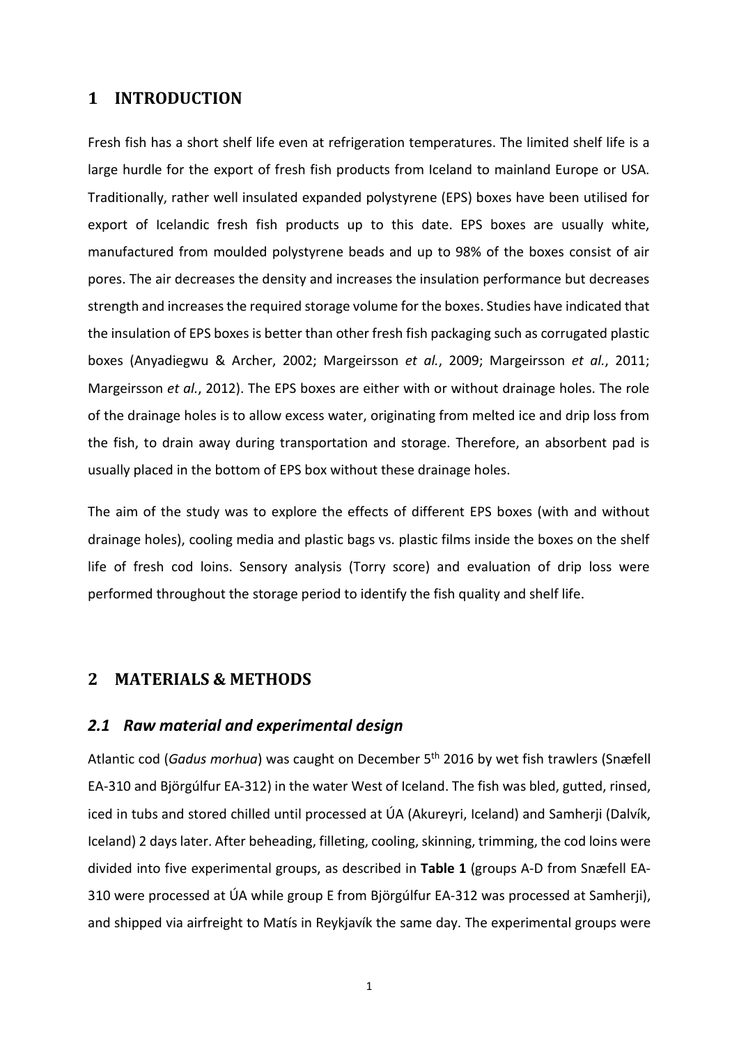# 1 INTRODUCTION

Fresh fish has a short shelf life even at refrigeration temperatures. The limited shelf life is a large hurdle for the export of fresh fish products from Iceland to mainland Europe or USA. Traditionally, rather well insulated expanded polystyrene (EPS) boxes have been utilised for export of Icelandic fresh fish products up to this date. EPS boxes are usually white, manufactured from moulded polystyrene beads and up to 98% of the boxes consist of air pores. The air decreases the density and increases the insulation performance but decreases strength and increases the required storage volume for the boxes. Studies have indicated that the insulation of EPS boxes is better than other fresh fish packaging such as corrugated plastic boxes (Anyadiegwu & Archer, 2002; Margeirsson *et al.*, 2009; Margeirsson *et al.*, 2011; Margeirsson *et al.*, 2012). The EPS boxes are either with or without drainage holes. The role of the drainage holes is to allow excess water, originating from melted ice and drip loss from the fish, to drain away during transportation and storage. Therefore, an absorbent pad is usually placed in the bottom of EPS box without these drainage holes.

The aim of the study was to explore the effects of different EPS boxes (with and without drainage holes), cooling media and plastic bags vs. plastic films inside the boxes on the shelf life of fresh cod loins. Sensory analysis (Torry score) and evaluation of drip loss were performed throughout the storage period to identify the fish quality and shelf life.

# 2 MATERIALS & METHODS

## 2.1 Raw material and experimental design

Atlantic cod (*Gadus morhua*) was caught on December 5th 2016 by wet fish trawlers (Snæfell EA-310 and Björgúlfur EA-312) in the water West of Iceland. The fish was bled, gutted, rinsed, iced in tubs and stored chilled until processed at ÚA (Akureyri, Iceland) and Samherji (Dalvík, Iceland) 2 days later. After beheading, filleting, cooling, skinning, trimming, the cod loins were divided into five experimental groups, as described in **Table 1** (groups A-D from Snæfell EA-310 were processed at ÚA while group E from Björgúlfur EA-312 was processed at Samherji), and shipped via airfreight to Matís in Reykjavík the same day. The experimental groups were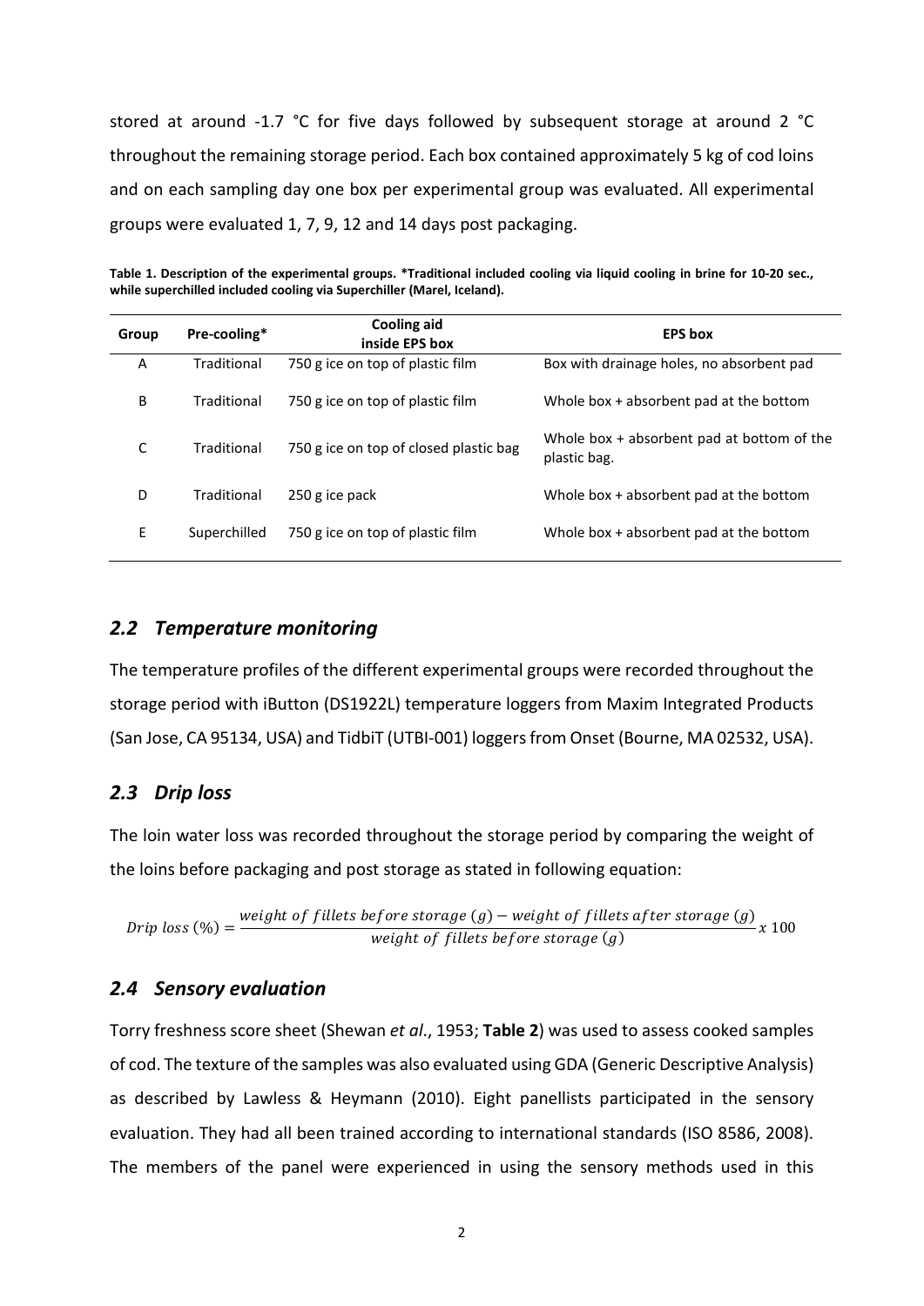stored at around -1.7 °C for five days followed by subsequent storage at around 2 °C throughout the remaining storage period. Each box contained approximately 5 kg of cod loins and on each sampling day one box per experimental group was evaluated. All experimental groups were evaluated 1, 7, 9, 12 and 14 days post packaging.

**Table 1. Description of the experimental groups. *Traditional included cooling via liquid cooling in brine for 10-20 sec., while superchilled included cooling via Superchiller (Marel, Iceland).**

| Group | Pre-cooling* | Cooling aid inside EPS box | EPS box |
|---|---|---|---|
| A | Traditional | 750 g ice on top of plastic film | Box with drainage holes, no absorbent pad |
| B | Traditional | 750 g ice on top of plastic film | Whole box + absorbent pad at the bottom |
| C | Traditional | 750 g ice on top of closed plastic bag | Whole box + absorbent pad at bottom of the plastic bag. |
| D | Traditional | 250 g ice pack | Whole box + absorbent pad at the bottom |
| E | Superchilled | 750 g ice on top of plastic film | Whole box + absorbent pad at the bottom |

## *2.2 Temperature monitoring*

The temperature profiles of the different experimental groups were recorded throughout the storage period with iButton (DS1922L) temperature loggers from Maxim Integrated Products (San Jose, CA 95134, USA) and TidbiT (UTBI-001) loggers from Onset (Bourne, MA 02532, USA).

## *2.3 Drip loss*

The loin water loss was recorded throughout the storage period by comparing the weight of the loins before packaging and post storage as stated in following equation:

$$Drip\ loss\ (\%) = \frac{weight\ of\ fillets\ before\ storage\ (g) - weight\ of\ fillets\ after\ storage\ (g)}{weight\ of\ fillets\ before\ storage\ (g)} x\ 100$$

## *2.4 Sensory evaluation*

Torry freshness score sheet (Shewan *et al*., 1953; **Table 2**) was used to assess cooked samples of cod. The texture of the samples was also evaluated using GDA (Generic Descriptive Analysis) as described by Lawless & Heymann (2010). Eight panellists participated in the sensory evaluation. They had all been trained according to international standards (ISO 8586, 2008). The members of the panel were experienced in using the sensory methods used in this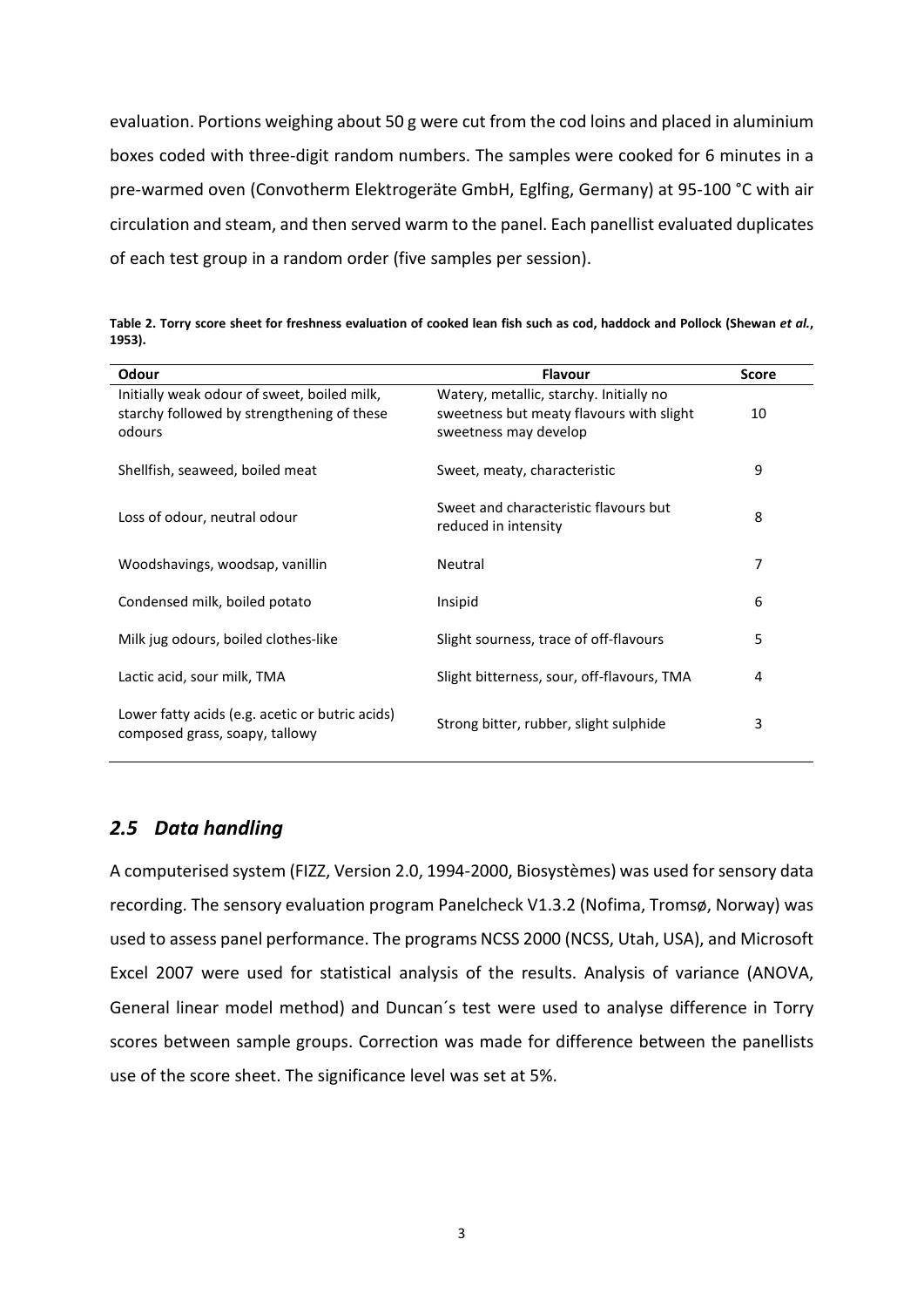evaluation. Portions weighing about 50 g were cut from the cod loins and placed in aluminium boxes coded with three-digit random numbers. The samples were cooked for 6 minutes in a pre-warmed oven (Convotherm Elektrogeräte GmbH, Eglfing, Germany) at 95-100 °C with air circulation and steam, and then served warm to the panel. Each panellist evaluated duplicates of each test group in a random order (five samples per session).

**Table 2. Torry score sheet for freshness evaluation of cooked lean fish such as cod, haddock and Pollock (Shewan *et al.*, 1953).**

| Odour | Flavour | Score |
|---|---|---|
| Initially weak odour of sweet, boiled milk, starchy followed by strengthening of these odours | Watery, metallic, starchy. Initially no sweetness but meaty flavours with slight sweetness may develop | 10 |
| Shellfish, seaweed, boiled meat | Sweet, meaty, characteristic | 9 |
| Loss of odour, neutral odour | Sweet and characteristic flavours but reduced in intensity | 8 |
| Woodshavings, woodsap, vanillin | Neutral | 7 |
| Condensed milk, boiled potato | Insipid | 6 |
| Milk jug odours, boiled clothes-like | Slight sourness, trace of off-flavours | 5 |
| Lactic acid, sour milk, TMA | Slight bitterness, sour, off-flavours, TMA | 4 |
| Lower fatty acids (e.g. acetic or butric acids) composed grass, soapy, tallowy | Strong bitter, rubber, slight sulphide | 3 |

## *2.5 Data handling*

A computerised system (FIZZ, Version 2.0, 1994-2000, Biosystèmes) was used for sensory data recording. The sensory evaluation program Panelcheck V1.3.2 (Nofima, Tromsø, Norway) was used to assess panel performance. The programs NCSS 2000 (NCSS, Utah, USA), and Microsoft Excel 2007 were used for statistical analysis of the results. Analysis of variance (ANOVA, General linear model method) and Duncan´s test were used to analyse difference in Torry scores between sample groups. Correction was made for difference between the panellists use of the score sheet. The significance level was set at 5%.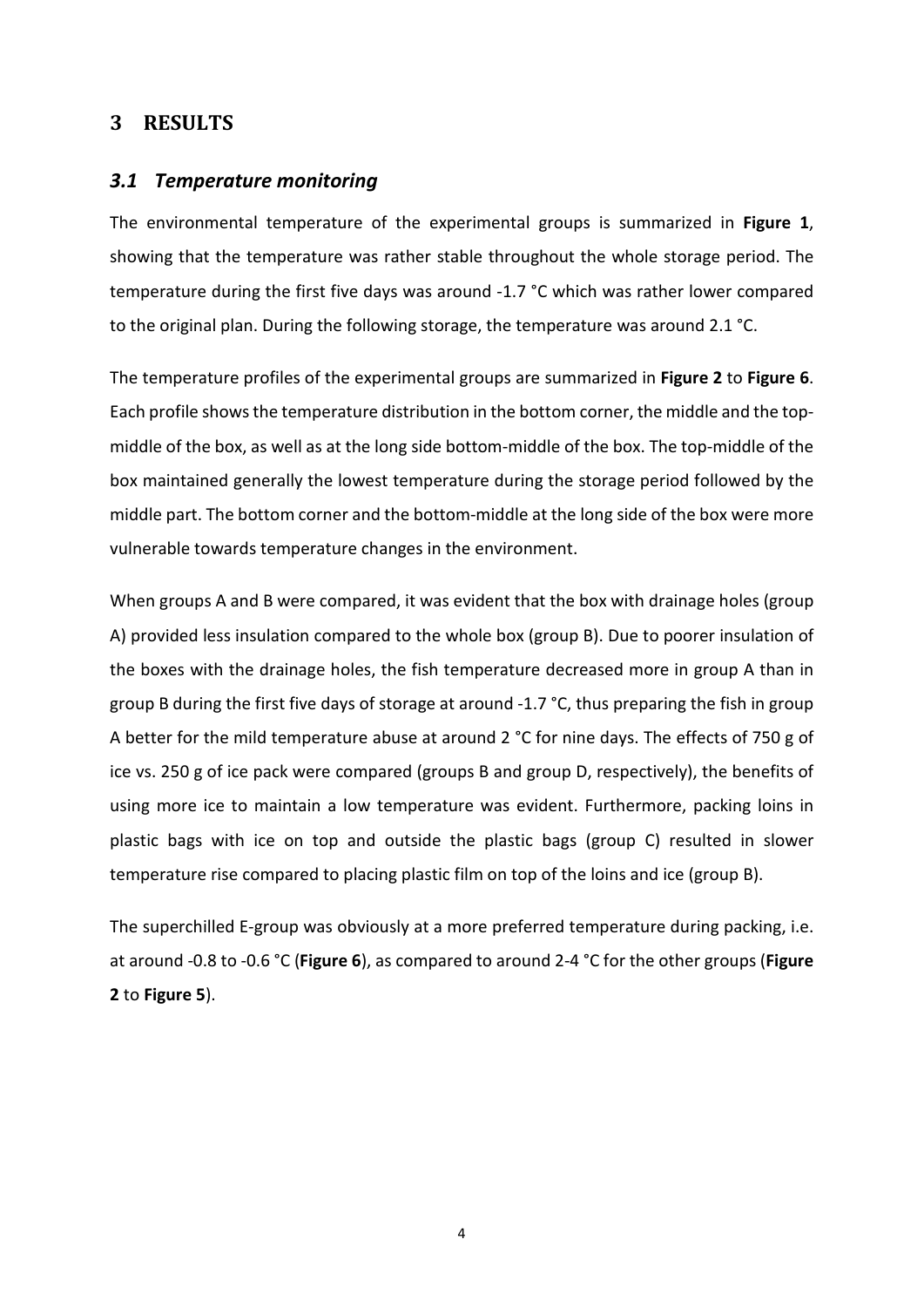# 3 RESULTS

## *3.1 Temperature monitoring*

The environmental temperature of the experimental groups is summarized in **Figure 1**, showing that the temperature was rather stable throughout the whole storage period. The temperature during the first five days was around -1.7 °C which was rather lower compared to the original plan. During the following storage, the temperature was around 2.1 °C.

The temperature profiles of the experimental groups are summarized in **Figure 2** to **Figure 6**. Each profile shows the temperature distribution in the bottom corner, the middle and the top-middle of the box, as well as at the long side bottom-middle of the box. The top-middle of the box maintained generally the lowest temperature during the storage period followed by the middle part. The bottom corner and the bottom-middle at the long side of the box were more vulnerable towards temperature changes in the environment.

When groups A and B were compared, it was evident that the box with drainage holes (group A) provided less insulation compared to the whole box (group B). Due to poorer insulation of the boxes with the drainage holes, the fish temperature decreased more in group A than in group B during the first five days of storage at around -1.7 °C, thus preparing the fish in group A better for the mild temperature abuse at around 2 °C for nine days. The effects of 750 g of ice vs. 250 g of ice pack were compared (groups B and group D, respectively), the benefits of using more ice to maintain a low temperature was evident. Furthermore, packing loins in plastic bags with ice on top and outside the plastic bags (group C) resulted in slower temperature rise compared to placing plastic film on top of the loins and ice (group B).

The superchilled E-group was obviously at a more preferred temperature during packing, i.e. at around -0.8 to -0.6 °C (**Figure 6**), as compared to around 2-4 °C for the other groups (**Figure 2** to **Figure 5**).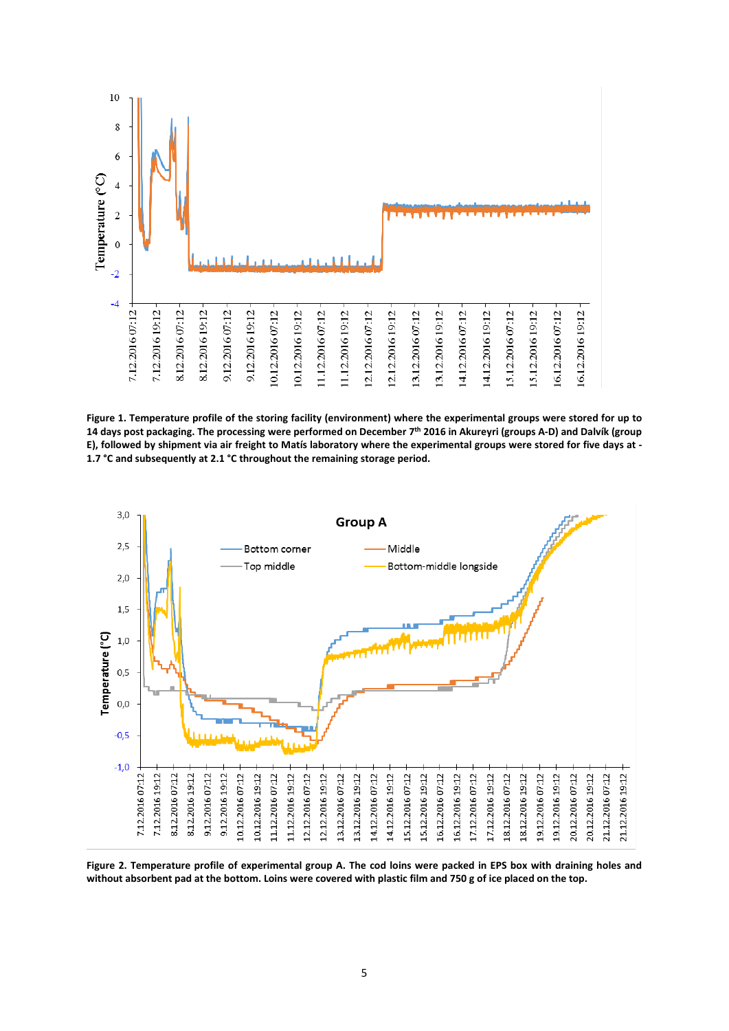**Figure 1. Temperature profile of the storing facility (environment) where the experimental groups were stored for up to 14 days post packaging. The processing were performed on December 7[th] 2016 in Akureyri (groups A-D) and Dalvík (group E), followed by shipment via air freight to Matís laboratory where the experimental groups were stored for five days at -1.7 °C and subsequently at 2.1 °C throughout the remaining storage period.**

**Figure 2. Temperature profile of experimental group A. The cod loins were packed in EPS box with draining holes and without absorbent pad at the bottom. Loins were covered with plastic film and 750 g of ice placed on the top.**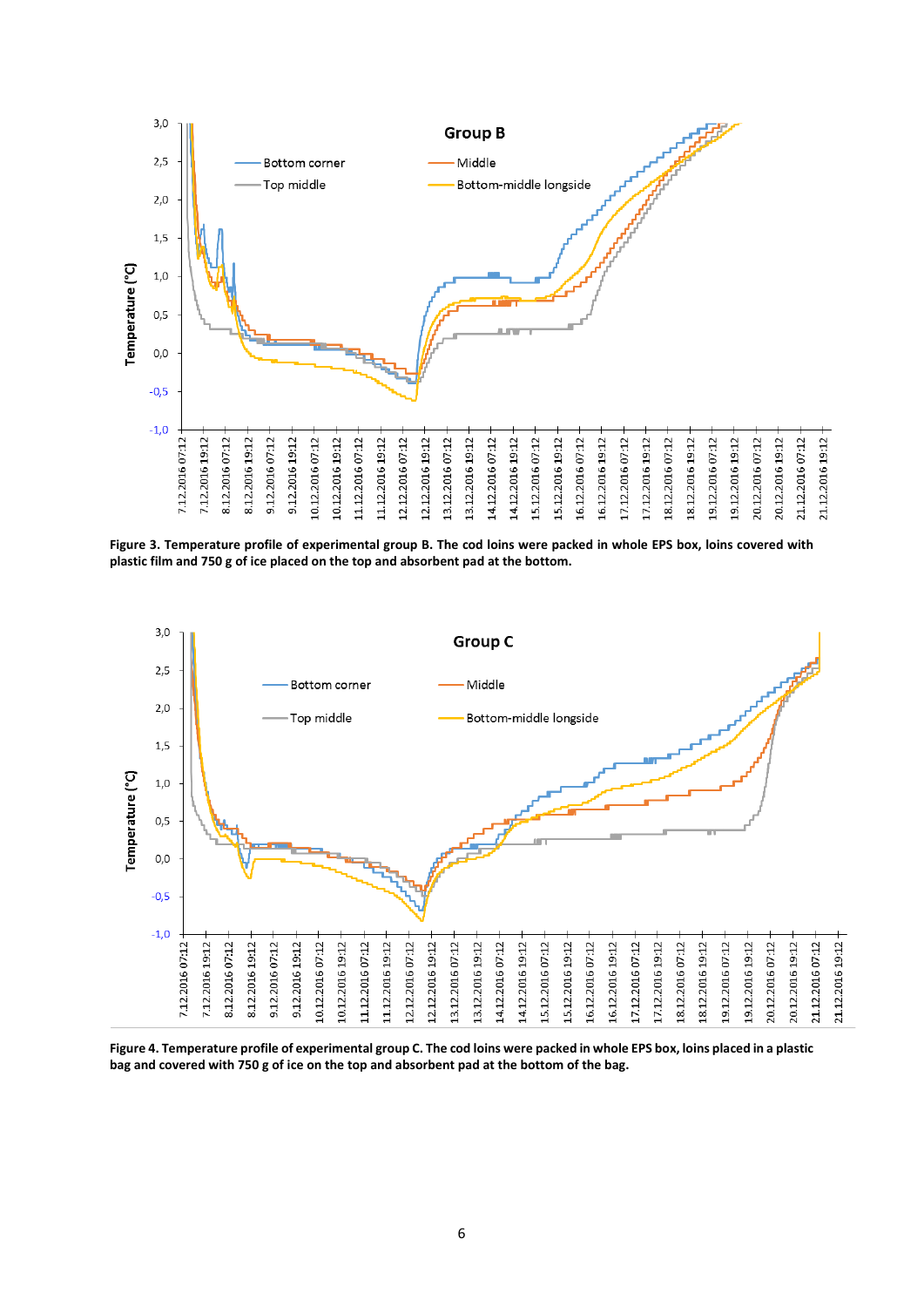**Figure 3. Temperature profile of experimental group B. The cod loins were packed in whole EPS box, loins covered with plastic film and 750 g of ice placed on the top and absorbent pad at the bottom.**

**Figure 4. Temperature profile of experimental group C. The cod loins were packed in whole EPS box, loins placed in a plastic bag and covered with 750 g of ice on the top and absorbent pad at the bottom of the bag.**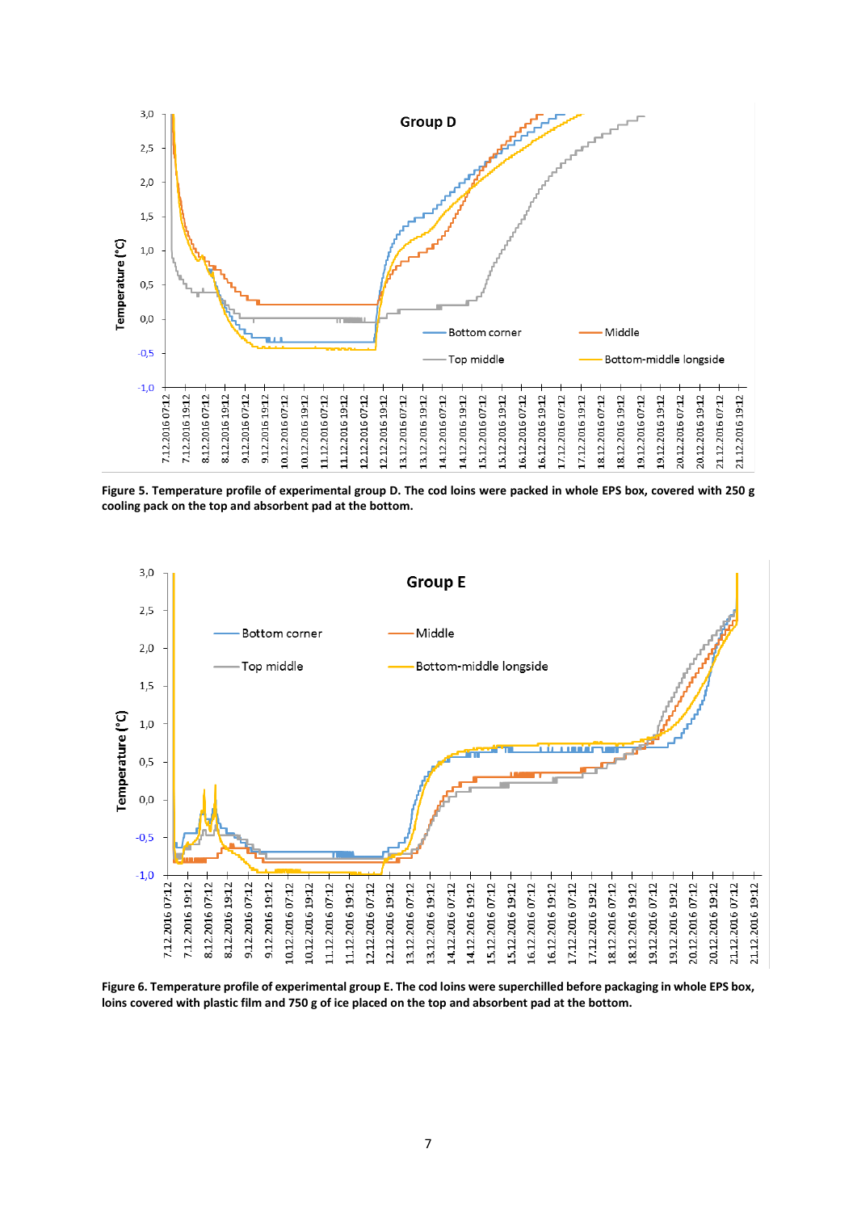**Figure 5. Temperature profile of experimental group D. The cod loins were packed in whole EPS box, covered with 250 g cooling pack on the top and absorbent pad at the bottom.**

**Figure 6. Temperature profile of experimental group E. The cod loins were superchilled before packaging in whole EPS box, loins covered with plastic film and 750 g of ice placed on the top and absorbent pad at the bottom.**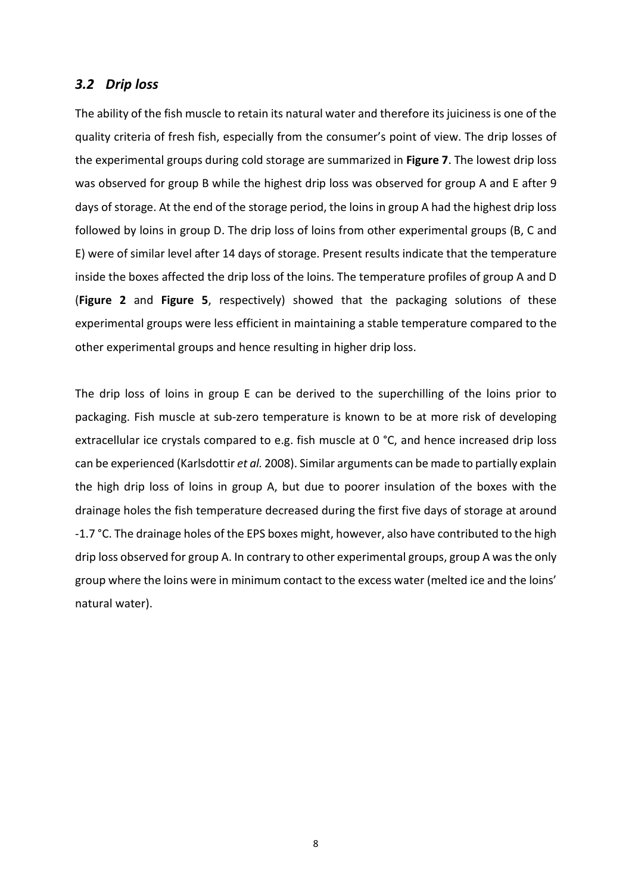### *3.2 Drip loss*

The ability of the fish muscle to retain its natural water and therefore its juiciness is one of the quality criteria of fresh fish, especially from the consumer's point of view. The drip losses of the experimental groups during cold storage are summarized in **Figure 7**. The lowest drip loss was observed for group B while the highest drip loss was observed for group A and E after 9 days of storage. At the end of the storage period, the loins in group A had the highest drip loss followed by loins in group D. The drip loss of loins from other experimental groups (B, C and E) were of similar level after 14 days of storage. Present results indicate that the temperature inside the boxes affected the drip loss of the loins. The temperature profiles of group A and D (**Figure 2** and **Figure 5**, respectively) showed that the packaging solutions of these experimental groups were less efficient in maintaining a stable temperature compared to the other experimental groups and hence resulting in higher drip loss.

The drip loss of loins in group E can be derived to the superchilling of the loins prior to packaging. Fish muscle at sub-zero temperature is known to be at more risk of developing extracellular ice crystals compared to e.g. fish muscle at 0 °C, and hence increased drip loss can be experienced (Karlsdottir *et al.* 2008). Similar arguments can be made to partially explain the high drip loss of loins in group A, but due to poorer insulation of the boxes with the drainage holes the fish temperature decreased during the first five days of storage at around -1.7 °C. The drainage holes of the EPS boxes might, however, also have contributed to the high drip loss observed for group A. In contrary to other experimental groups, group A was the only group where the loins were in minimum contact to the excess water (melted ice and the loins' natural water).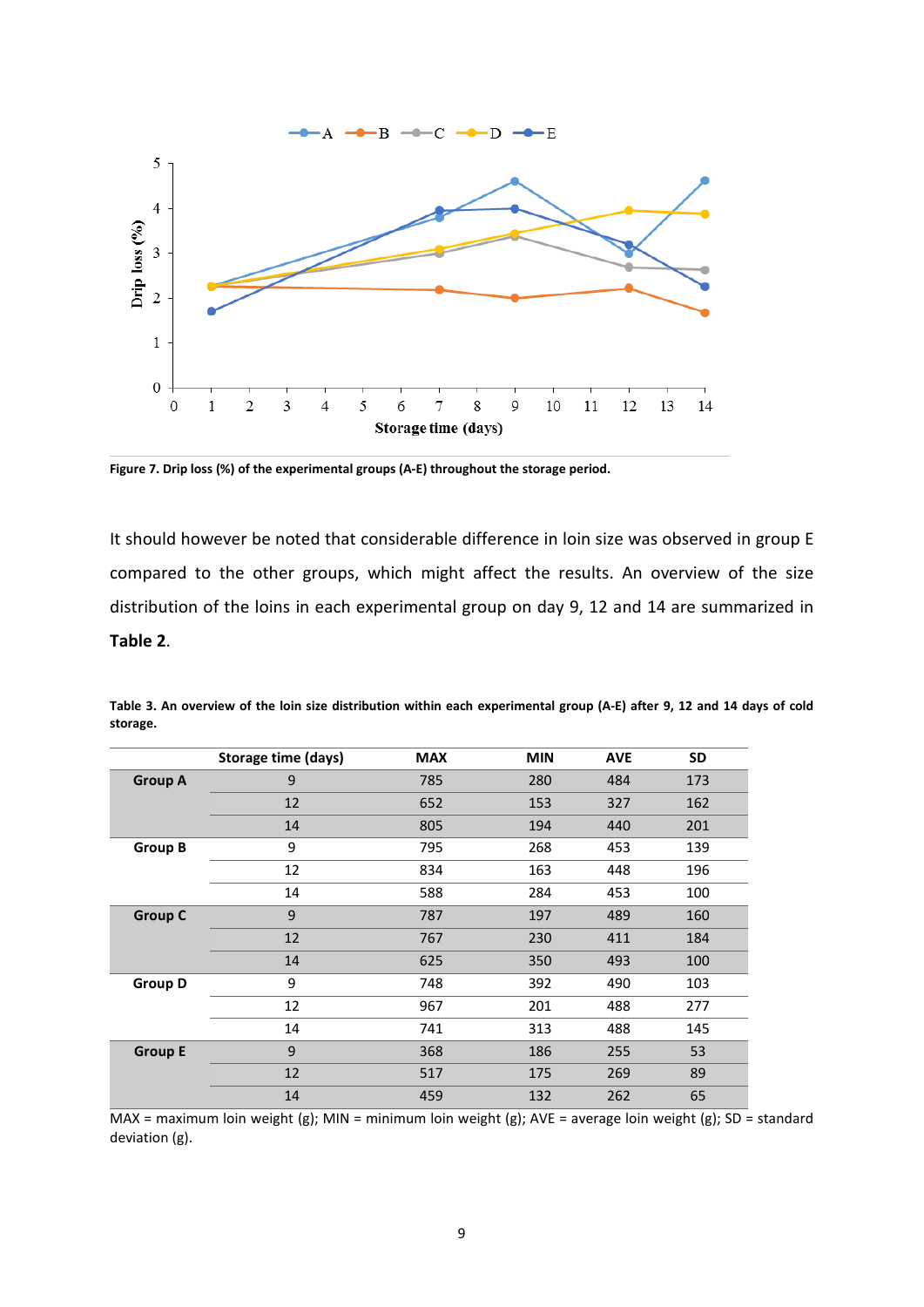Figure 7. Drip loss (%) of the experimental groups (A-E) throughout the storage period.

It should however be noted that considerable difference in loin size was observed in group E compared to the other groups, which might affect the results. An overview of the size distribution of the loins in each experimental group on day 9, 12 and 14 are summarized in **Table 2**.

**Table 3. An overview of the loin size distribution within each experimental group (A-E) after 9, 12 and 14 days of cold storage.**

| | Storage time (days) | MAX | MIN | AVE | SD |
|---|---|---|---|---|---|
| **Group A** | 9 | 785 | 280 | 484 | 173 |
| | 12 | 652 | 153 | 327 | 162 |
| | 14 | 805 | 194 | 440 | 201 |
| **Group B** | 9 | 795 | 268 | 453 | 139 |
| | 12 | 834 | 163 | 448 | 196 |
| | 14 | 588 | 284 | 453 | 100 |
| **Group C** | 9 | 787 | 197 | 489 | 160 |
| | 12 | 767 | 230 | 411 | 184 |
| | 14 | 625 | 350 | 493 | 100 |
| **Group D** | 9 | 748 | 392 | 490 | 103 |
| | 12 | 967 | 201 | 488 | 277 |
| | 14 | 741 | 313 | 488 | 145 |
| **Group E** | 9 | 368 | 186 | 255 | 53 |
| | 12 | 517 | 175 | 269 | 89 |
| | 14 | 459 | 132 | 262 | 65 |

MAX = maximum loin weight (g); MIN = minimum loin weight (g); AVE = average loin weight (g); SD = standard deviation (g).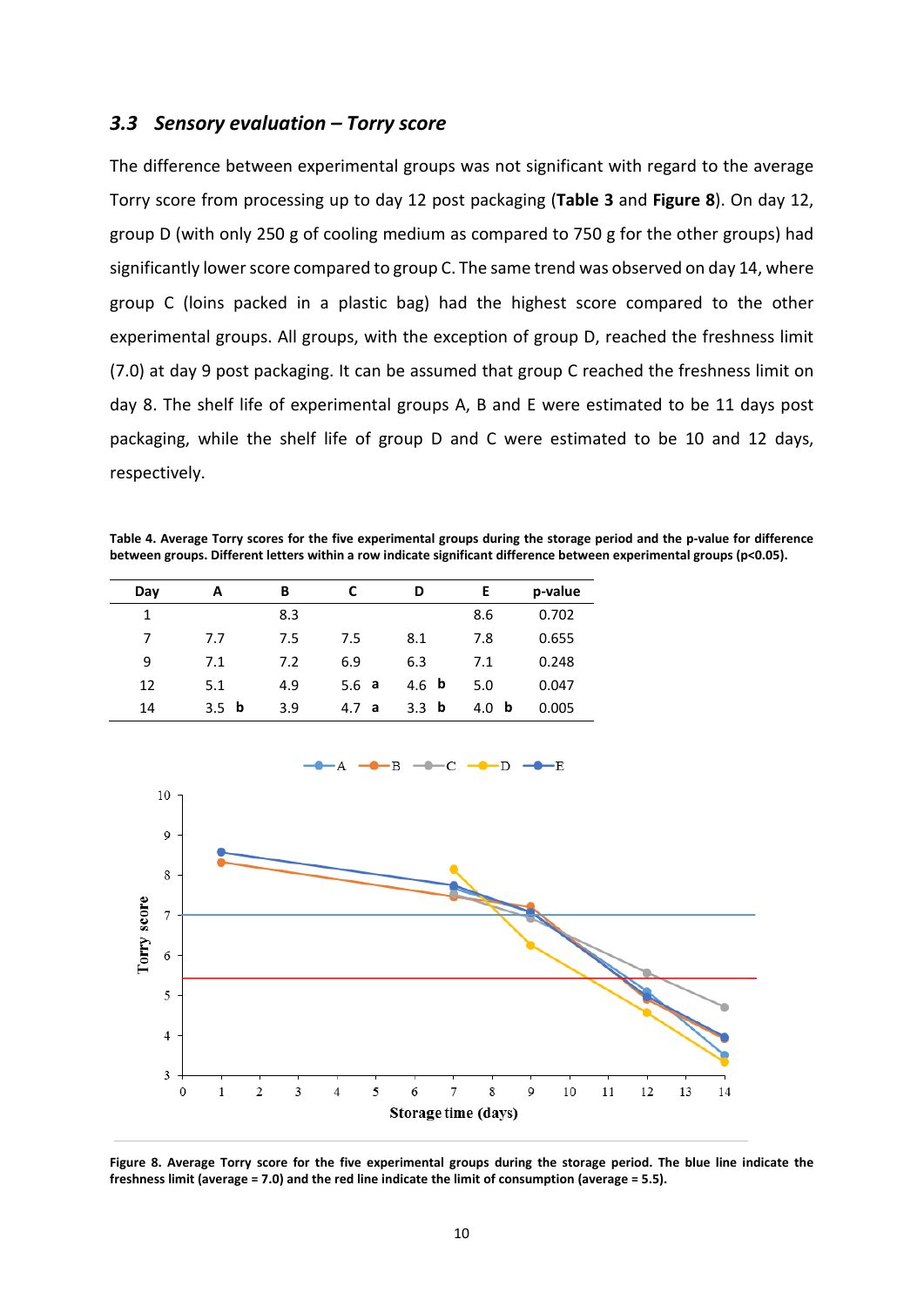### *3.3 Sensory evaluation – Torry score*

The difference between experimental groups was not significant with regard to the average Torry score from processing up to day 12 post packaging (**Table 3** and **Figure 8**). On day 12, group D (with only 250 g of cooling medium as compared to 750 g for the other groups) had significantly lower score compared to group C. The same trend was observed on day 14, where group C (loins packed in a plastic bag) had the highest score compared to the other experimental groups. All groups, with the exception of group D, reached the freshness limit (7.0) at day 9 post packaging. It can be assumed that group C reached the freshness limit on day 8. The shelf life of experimental groups A, B and E were estimated to be 11 days post packaging, while the shelf life of group D and C were estimated to be 10 and 12 days, respectively.

**Table 4. Average Torry scores for the five experimental groups during the storage period and the p-value for difference between groups. Different letters within a row indicate significant difference between experimental groups (p<0.05).**

| Day | A | B | C | D | E | p-value |
|---|---|---|---|---|---|---|
| 1 | | 8.3 | | | 8.6 | 0.702 |
| 7 | 7.7 | 7.5 | 7.5 | 8.1 | 7.8 | 0.655 |
| 9 | 7.1 | 7.2 | 6.9 | 6.3 | 7.1 | 0.248 |
| 12 | 5.1 | 4.9 | 5.6 **a** | 4.6 **b** | 5.0 | 0.047 |
| 14 | 3.5 **b** | 3.9 | 4.7 **a** | 3.3 **b** | 4.0 **b** | 0.005 |

**Figure 8. Average Torry score for the five experimental groups during the storage period. The blue line indicate the freshness limit (average = 7.0) and the red line indicate the limit of consumption (average = 5.5).**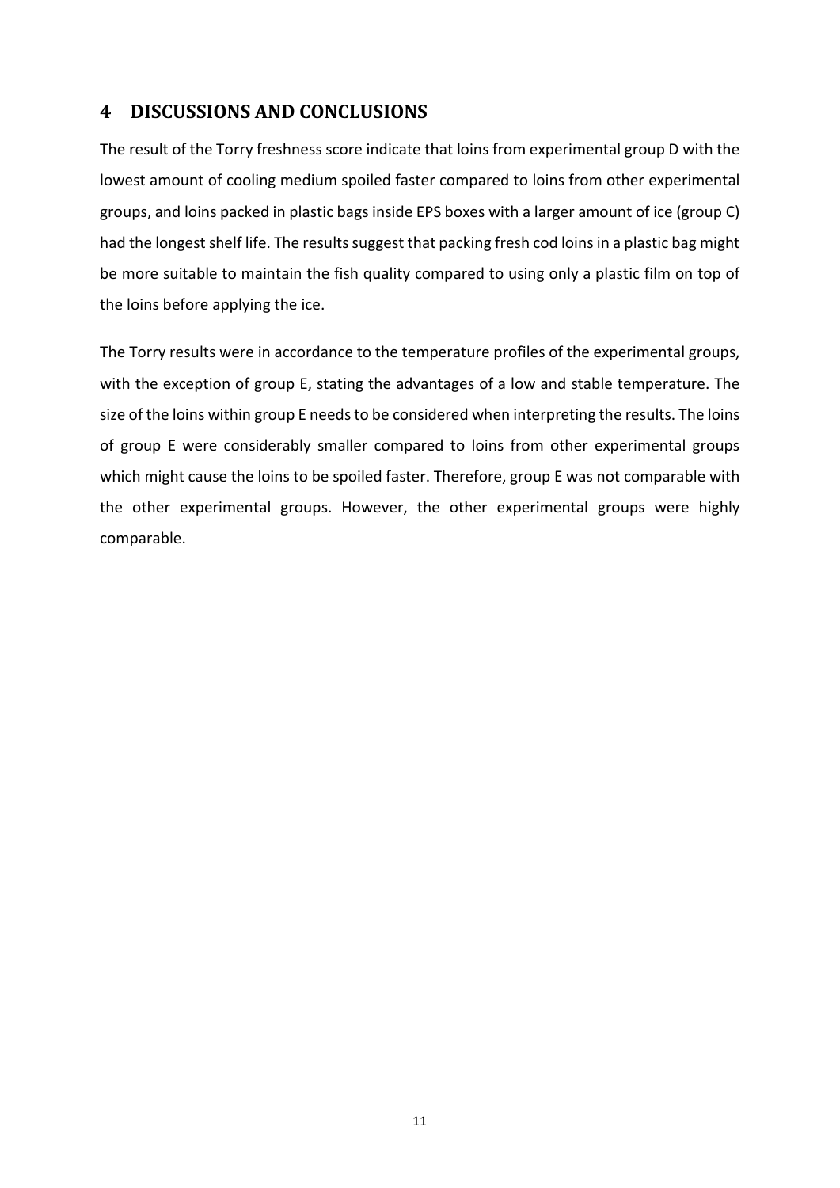# 4 DISCUSSIONS AND CONCLUSIONS

The result of the Torry freshness score indicate that loins from experimental group D with the lowest amount of cooling medium spoiled faster compared to loins from other experimental groups, and loins packed in plastic bags inside EPS boxes with a larger amount of ice (group C) had the longest shelf life. The results suggest that packing fresh cod loins in a plastic bag might be more suitable to maintain the fish quality compared to using only a plastic film on top of the loins before applying the ice.

The Torry results were in accordance to the temperature profiles of the experimental groups, with the exception of group E, stating the advantages of a low and stable temperature. The size of the loins within group E needs to be considered when interpreting the results. The loins of group E were considerably smaller compared to loins from other experimental groups which might cause the loins to be spoiled faster. Therefore, group E was not comparable with the other experimental groups. However, the other experimental groups were highly comparable.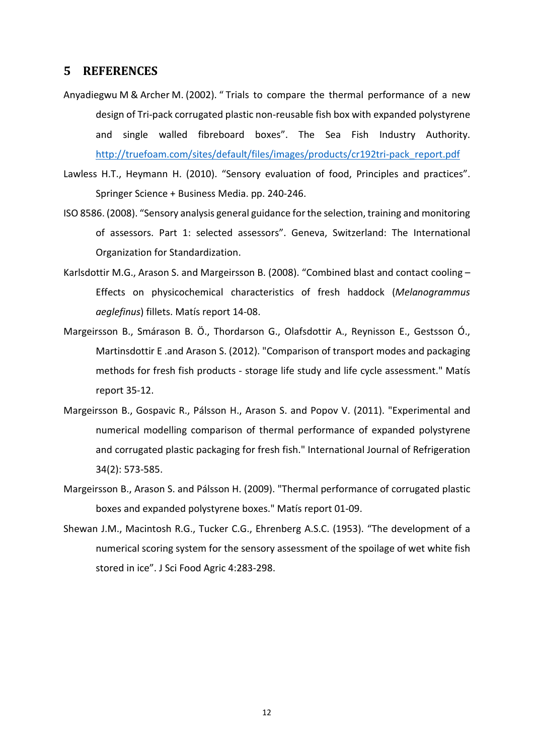## 5 REFERENCES

Anyadiegwu M & Archer M. (2002). " Trials to compare the thermal performance of a new design of Tri-pack corrugated plastic non-reusable fish box with expanded polystyrene and single walled fibreboard boxes". The Sea Fish Industry Authority. http://truefoam.com/sites/default/files/images/products/cr192tri-pack_report.pdf

Lawless H.T., Heymann H. (2010). "Sensory evaluation of food, Principles and practices". Springer Science + Business Media. pp. 240-246.

ISO 8586. (2008). "Sensory analysis general guidance for the selection, training and monitoring of assessors. Part 1: selected assessors". Geneva, Switzerland: The International Organization for Standardization.

Karlsdottir M.G., Arason S. and Margeirsson B. (2008). "Combined blast and contact cooling – Effects on physicochemical characteristics of fresh haddock (*Melanogrammus aeglefinus*) fillets. Matís report 14-08.

Margeirsson B., Smárason B. Ö., Thordarson G., Olafsdottir A., Reynisson E., Gestsson Ó., Martinsdottir E .and Arason S. (2012). "Comparison of transport modes and packaging methods for fresh fish products - storage life study and life cycle assessment." Matís report 35-12.

Margeirsson B., Gospavic R., Pálsson H., Arason S. and Popov V. (2011). "Experimental and numerical modelling comparison of thermal performance of expanded polystyrene and corrugated plastic packaging for fresh fish." International Journal of Refrigeration 34(2): 573-585.

Margeirsson B., Arason S. and Pálsson H. (2009). "Thermal performance of corrugated plastic boxes and expanded polystyrene boxes." Matís report 01-09.

Shewan J.M., Macintosh R.G., Tucker C.G., Ehrenberg A.S.C. (1953). "The development of a numerical scoring system for the sensory assessment of the spoilage of wet white fish stored in ice". J Sci Food Agric 4:283-298.